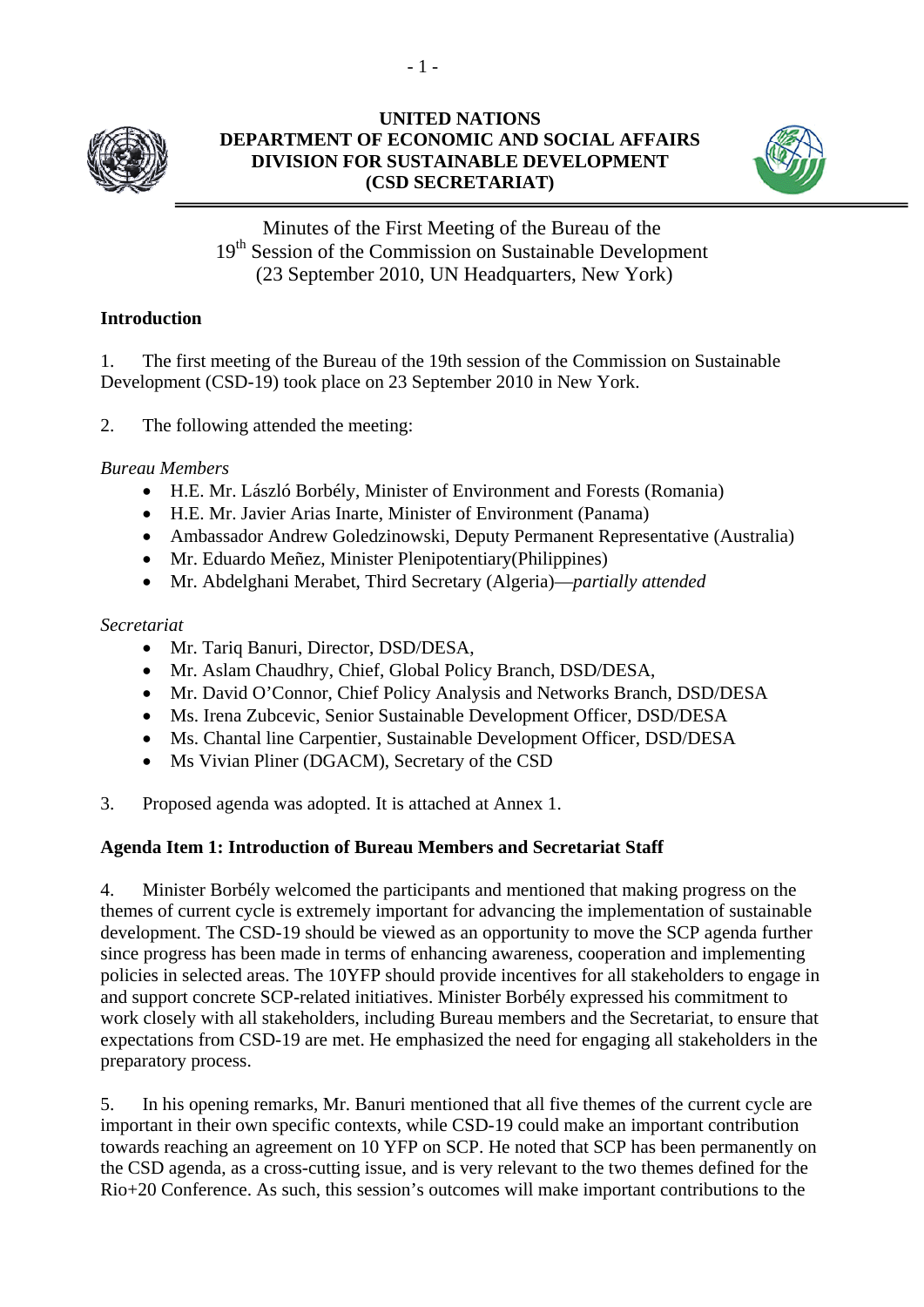**UNITED NATIONS**
**DEPARTMENT OF ECONOMIC AND SOCIAL AFFAIRS**
**DIVISION FOR SUSTAINABLE DEVELOPMENT**
**(CSD SECRETARIAT)**

# Minutes of the First Meeting of the Bureau of the 19th Session of the Commission on Sustainable Development (23 September 2010, UN Headquarters, New York)

## Introduction

1. The first meeting of the Bureau of the 19th session of the Commission on Sustainable Development (CSD-19) took place on 23 September 2010 in New York.

2. The following attended the meeting:

*Bureau Members*

- H.E. Mr. László Borbély, Minister of Environment and Forests (Romania)
- H.E. Mr. Javier Arias Inarte, Minister of Environment (Panama)
- Ambassador Andrew Goledzinowski, Deputy Permanent Representative (Australia)
- Mr. Eduardo Meñez, Minister Plenipotentiary(Philippines)
- Mr. Abdelghani Merabet, Third Secretary (Algeria)—*partially attended*

*Secretariat*

- Mr. Tariq Banuri, Director, DSD/DESA,
- Mr. Aslam Chaudhry, Chief, Global Policy Branch, DSD/DESA,
- Mr. David O'Connor, Chief Policy Analysis and Networks Branch, DSD/DESA
- Ms. Irena Zubcevic, Senior Sustainable Development Officer, DSD/DESA
- Ms. Chantal line Carpentier, Sustainable Development Officer, DSD/DESA
- Ms Vivian Pliner (DGACM), Secretary of the CSD

3. Proposed agenda was adopted. It is attached at Annex 1.

## Agenda Item 1: Introduction of Bureau Members and Secretariat Staff

4. Minister Borbély welcomed the participants and mentioned that making progress on the themes of current cycle is extremely important for advancing the implementation of sustainable development. The CSD-19 should be viewed as an opportunity to move the SCP agenda further since progress has been made in terms of enhancing awareness, cooperation and implementing policies in selected areas. The 10YFP should provide incentives for all stakeholders to engage in and support concrete SCP-related initiatives. Minister Borbély expressed his commitment to work closely with all stakeholders, including Bureau members and the Secretariat, to ensure that expectations from CSD-19 are met. He emphasized the need for engaging all stakeholders in the preparatory process.

5. In his opening remarks, Mr. Banuri mentioned that all five themes of the current cycle are important in their own specific contexts, while CSD-19 could make an important contribution towards reaching an agreement on 10 YFP on SCP. He noted that SCP has been permanently on the CSD agenda, as a cross-cutting issue, and is very relevant to the two themes defined for the Rio+20 Conference. As such, this session's outcomes will make important contributions to the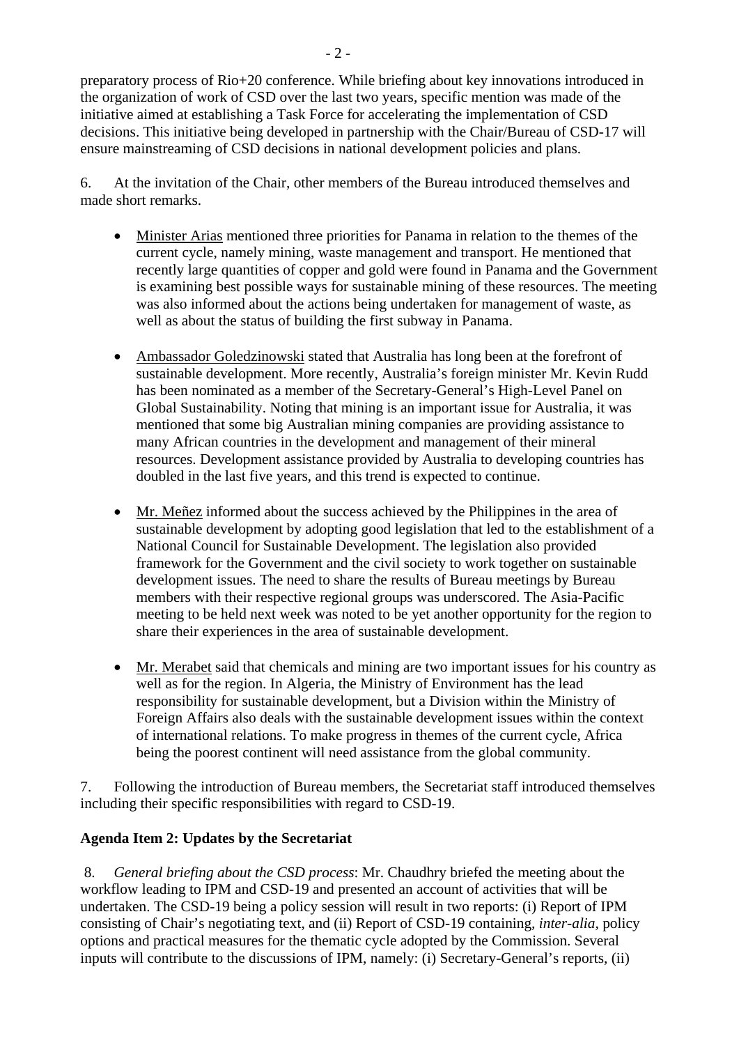preparatory process of Rio+20 conference. While briefing about key innovations introduced in the organization of work of CSD over the last two years, specific mention was made of the initiative aimed at establishing a Task Force for accelerating the implementation of CSD decisions. This initiative being developed in partnership with the Chair/Bureau of CSD-17 will ensure mainstreaming of CSD decisions in national development policies and plans.

6. At the invitation of the Chair, other members of the Bureau introduced themselves and made short remarks.

- Minister Arias mentioned three priorities for Panama in relation to the themes of the current cycle, namely mining, waste management and transport. He mentioned that recently large quantities of copper and gold were found in Panama and the Government is examining best possible ways for sustainable mining of these resources. The meeting was also informed about the actions being undertaken for management of waste, as well as about the status of building the first subway in Panama.

- Ambassador Goledzinowski stated that Australia has long been at the forefront of sustainable development. More recently, Australia's foreign minister Mr. Kevin Rudd has been nominated as a member of the Secretary-General's High-Level Panel on Global Sustainability. Noting that mining is an important issue for Australia, it was mentioned that some big Australian mining companies are providing assistance to many African countries in the development and management of their mineral resources. Development assistance provided by Australia to developing countries has doubled in the last five years, and this trend is expected to continue.

- Mr. Meñez informed about the success achieved by the Philippines in the area of sustainable development by adopting good legislation that led to the establishment of a National Council for Sustainable Development. The legislation also provided framework for the Government and the civil society to work together on sustainable development issues. The need to share the results of Bureau meetings by Bureau members with their respective regional groups was underscored. The Asia-Pacific meeting to be held next week was noted to be yet another opportunity for the region to share their experiences in the area of sustainable development.

- Mr. Merabet said that chemicals and mining are two important issues for his country as well as for the region. In Algeria, the Ministry of Environment has the lead responsibility for sustainable development, but a Division within the Ministry of Foreign Affairs also deals with the sustainable development issues within the context of international relations. To make progress in themes of the current cycle, Africa being the poorest continent will need assistance from the global community.

7. Following the introduction of Bureau members, the Secretariat staff introduced themselves including their specific responsibilities with regard to CSD-19.

**Agenda Item 2: Updates by the Secretariat**

8. *General briefing about the CSD process*: Mr. Chaudhry briefed the meeting about the workflow leading to IPM and CSD-19 and presented an account of activities that will be undertaken. The CSD-19 being a policy session will result in two reports: (i) Report of IPM consisting of Chair's negotiating text, and (ii) Report of CSD-19 containing, *inter-alia,* policy options and practical measures for the thematic cycle adopted by the Commission. Several inputs will contribute to the discussions of IPM, namely: (i) Secretary-General's reports, (ii)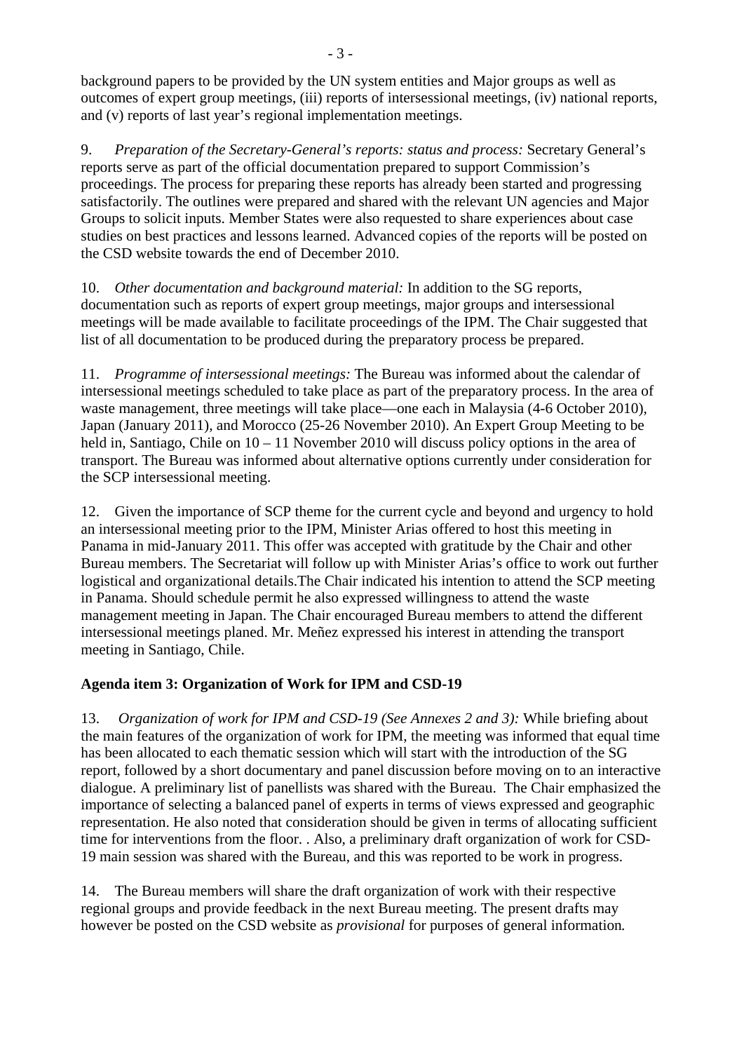background papers to be provided by the UN system entities and Major groups as well as outcomes of expert group meetings, (iii) reports of intersessional meetings, (iv) national reports, and (v) reports of last year's regional implementation meetings.

9. *Preparation of the Secretary-General's reports: status and process:* Secretary General's reports serve as part of the official documentation prepared to support Commission's proceedings. The process for preparing these reports has already been started and progressing satisfactorily. The outlines were prepared and shared with the relevant UN agencies and Major Groups to solicit inputs. Member States were also requested to share experiences about case studies on best practices and lessons learned. Advanced copies of the reports will be posted on the CSD website towards the end of December 2010.

10. *Other documentation and background material:* In addition to the SG reports, documentation such as reports of expert group meetings, major groups and intersessional meetings will be made available to facilitate proceedings of the IPM. The Chair suggested that list of all documentation to be produced during the preparatory process be prepared.

11. *Programme of intersessional meetings:* The Bureau was informed about the calendar of intersessional meetings scheduled to take place as part of the preparatory process. In the area of waste management, three meetings will take place—one each in Malaysia (4-6 October 2010), Japan (January 2011), and Morocco (25-26 November 2010). An Expert Group Meeting to be held in, Santiago, Chile on 10 – 11 November 2010 will discuss policy options in the area of transport. The Bureau was informed about alternative options currently under consideration for the SCP intersessional meeting.

12. Given the importance of SCP theme for the current cycle and beyond and urgency to hold an intersessional meeting prior to the IPM, Minister Arias offered to host this meeting in Panama in mid-January 2011. This offer was accepted with gratitude by the Chair and other Bureau members. The Secretariat will follow up with Minister Arias's office to work out further logistical and organizational details.The Chair indicated his intention to attend the SCP meeting in Panama. Should schedule permit he also expressed willingness to attend the waste management meeting in Japan. The Chair encouraged Bureau members to attend the different intersessional meetings planed. Mr. Meñez expressed his interest in attending the transport meeting in Santiago, Chile.

**Agenda item 3: Organization of Work for IPM and CSD-19**

13. *Organization of work for IPM and CSD-19 (See Annexes 2 and 3):* While briefing about the main features of the organization of work for IPM, the meeting was informed that equal time has been allocated to each thematic session which will start with the introduction of the SG report, followed by a short documentary and panel discussion before moving on to an interactive dialogue. A preliminary list of panellists was shared with the Bureau. The Chair emphasized the importance of selecting a balanced panel of experts in terms of views expressed and geographic representation. He also noted that consideration should be given in terms of allocating sufficient time for interventions from the floor. . Also, a preliminary draft organization of work for CSD-19 main session was shared with the Bureau, and this was reported to be work in progress.

14. The Bureau members will share the draft organization of work with their respective regional groups and provide feedback in the next Bureau meeting. The present drafts may however be posted on the CSD website as *provisional* for purposes of general information.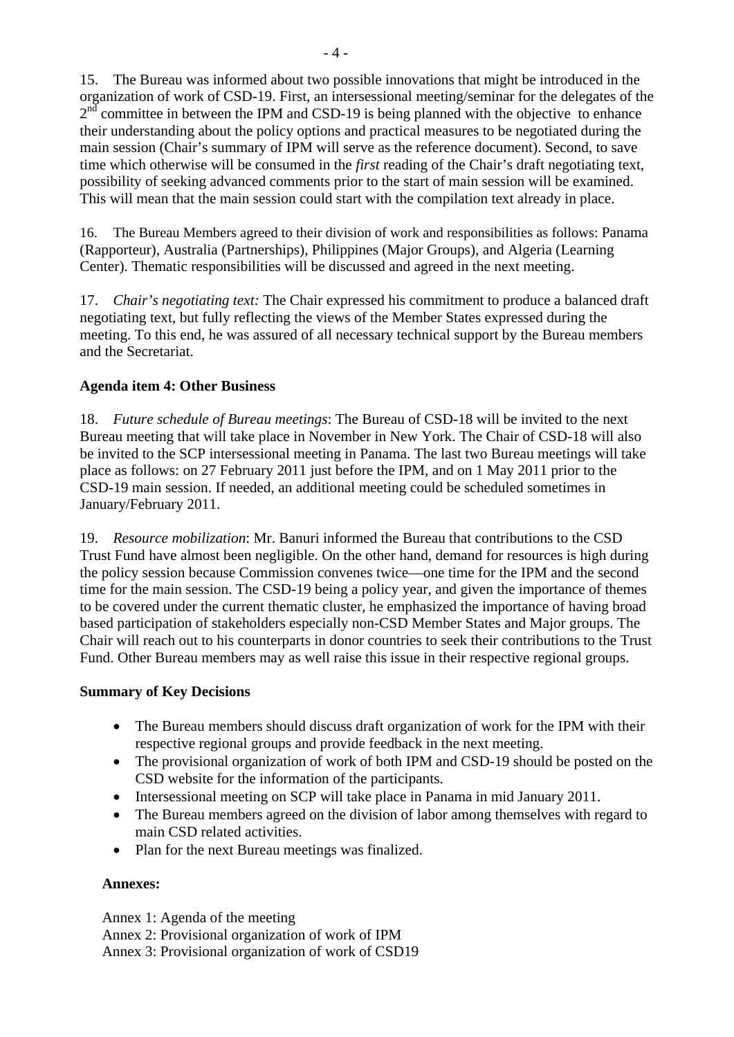15. The Bureau was informed about two possible innovations that might be introduced in the organization of work of CSD-19. First, an intersessional meeting/seminar for the delegates of the 2nd committee in between the IPM and CSD-19 is being planned with the objective to enhance their understanding about the policy options and practical measures to be negotiated during the main session (Chair's summary of IPM will serve as the reference document). Second, to save time which otherwise will be consumed in the *first* reading of the Chair's draft negotiating text, possibility of seeking advanced comments prior to the start of main session will be examined. This will mean that the main session could start with the compilation text already in place.

16. The Bureau Members agreed to their division of work and responsibilities as follows: Panama (Rapporteur), Australia (Partnerships), Philippines (Major Groups), and Algeria (Learning Center). Thematic responsibilities will be discussed and agreed in the next meeting.

17. *Chair's negotiating text:* The Chair expressed his commitment to produce a balanced draft negotiating text, but fully reflecting the views of the Member States expressed during the meeting. To this end, he was assured of all necessary technical support by the Bureau members and the Secretariat.

**Agenda item 4: Other Business**

18. *Future schedule of Bureau meetings*: The Bureau of CSD-18 will be invited to the next Bureau meeting that will take place in November in New York. The Chair of CSD-18 will also be invited to the SCP intersessional meeting in Panama. The last two Bureau meetings will take place as follows: on 27 February 2011 just before the IPM, and on 1 May 2011 prior to the CSD-19 main session. If needed, an additional meeting could be scheduled sometimes in January/February 2011.

19. *Resource mobilization*: Mr. Banuri informed the Bureau that contributions to the CSD Trust Fund have almost been negligible. On the other hand, demand for resources is high during the policy session because Commission convenes twice—one time for the IPM and the second time for the main session. The CSD-19 being a policy year, and given the importance of themes to be covered under the current thematic cluster, he emphasized the importance of having broad based participation of stakeholders especially non-CSD Member States and Major groups. The Chair will reach out to his counterparts in donor countries to seek their contributions to the Trust Fund. Other Bureau members may as well raise this issue in their respective regional groups.

**Summary of Key Decisions**

- The Bureau members should discuss draft organization of work for the IPM with their respective regional groups and provide feedback in the next meeting.
- The provisional organization of work of both IPM and CSD-19 should be posted on the CSD website for the information of the participants.
- Intersessional meeting on SCP will take place in Panama in mid January 2011.
- The Bureau members agreed on the division of labor among themselves with regard to main CSD related activities.
- Plan for the next Bureau meetings was finalized.

**Annexes:**

Annex 1: Agenda of the meeting
Annex 2: Provisional organization of work of IPM
Annex 3: Provisional organization of work of CSD19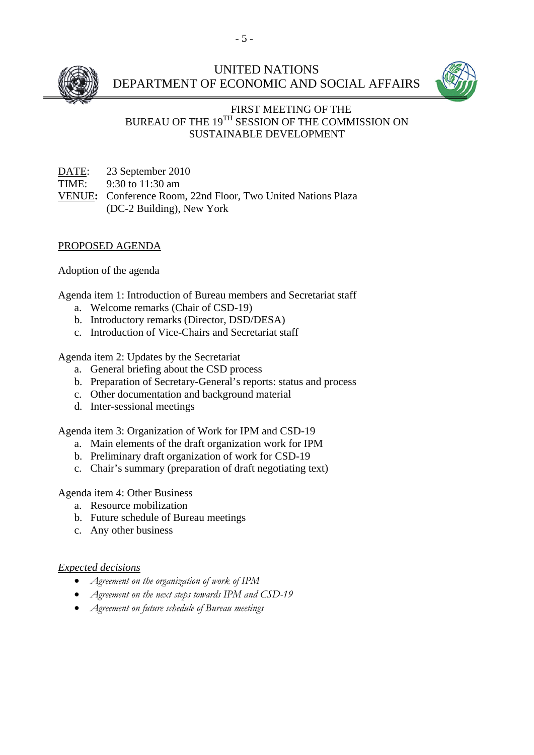# UNITED NATIONS
# DEPARTMENT OF ECONOMIC AND SOCIAL AFFAIRS

## FIRST MEETING OF THE BUREAU OF THE 19TH SESSION OF THE COMMISSION ON SUSTAINABLE DEVELOPMENT

DATE: 23 September 2010
TIME: 9:30 to 11:30 am
**VENUE:** Conference Room, 22nd Floor, Two United Nations Plaza (DC-2 Building), New York

PROPOSED AGENDA

Adoption of the agenda

Agenda item 1: Introduction of Bureau members and Secretariat staff

a. Welcome remarks (Chair of CSD-19)
b. Introductory remarks (Director, DSD/DESA)
c. Introduction of Vice-Chairs and Secretariat staff

Agenda item 2: Updates by the Secretariat

a. General briefing about the CSD process
b. Preparation of Secretary-General's reports: status and process
c. Other documentation and background material
d. Inter-sessional meetings

Agenda item 3: Organization of Work for IPM and CSD-19

a. Main elements of the draft organization work for IPM
b. Preliminary draft organization of work for CSD-19
c. Chair's summary (preparation of draft negotiating text)

Agenda item 4: Other Business

a. Resource mobilization
b. Future schedule of Bureau meetings
c. Any other business

*Expected decisions*

- *Agreement on the organization of work of IPM*
- *Agreement on the next steps towards IPM and CSD-19*
- *Agreement on future schedule of Bureau meetings*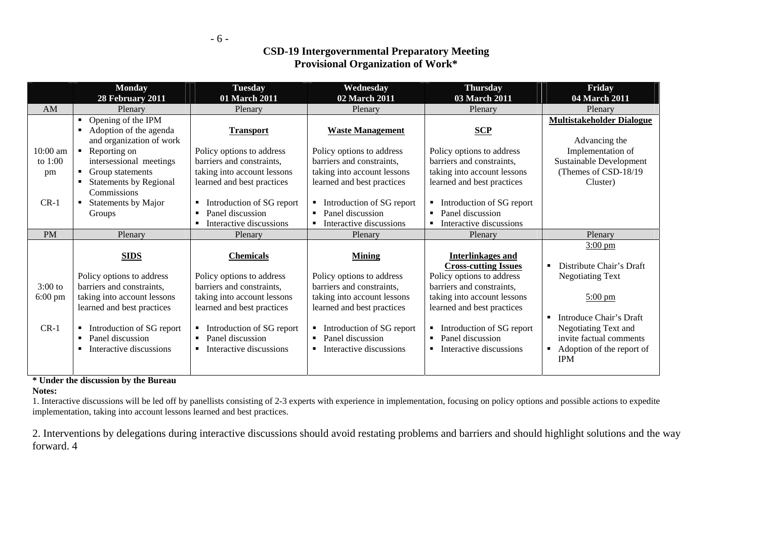## CSD-19 Intergovernmental Preparatory Meeting
## Provisional Organization of Work*

| | Monday 28 February 2011 | Tuesday 01 March 2011 | Wednesday 02 March 2011 | Thursday 03 March 2011 | Friday 04 March 2011 |
|---|---|---|---|---|---|
| AM | Plenary | Plenary | Plenary | Plenary | Plenary |
| 10:00 am to 1:00 pm<br><br>CR-1 | ▪ Opening of the IPM<br>▪ Adoption of the agenda and organization of work<br>▪ Reporting on intersessional meetings<br>▪ Group statements<br>▪ Statements by Regional Commissions<br>▪ Statements by Major Groups | **Transport**<br><br>Policy options to address barriers and constraints, taking into account lessons learned and best practices<br><br>▪ Introduction of SG report<br>▪ Panel discussion<br>▪ Interactive discussions | **Waste Management**<br><br>Policy options to address barriers and constraints, taking into account lessons learned and best practices<br><br>▪ Introduction of SG report<br>▪ Panel discussion<br>▪ Interactive discussions | **SCP**<br><br>Policy options to address barriers and constraints, taking into account lessons learned and best practices<br><br>▪ Introduction of SG report<br>▪ Panel discussion<br>▪ Interactive discussions | **Multistakeholder Dialogue**<br><br>Advancing the Implementation of Sustainable Development (Themes of CSD-18/19 Cluster) |
| PM | Plenary | Plenary | Plenary | Plenary | Plenary |
| 3:00 to 6:00 pm<br><br>CR-1 | **SIDS**<br><br>Policy options to address barriers and constraints, taking into account lessons learned and best practices<br><br>▪ Introduction of SG report<br>▪ Panel discussion<br>▪ Interactive discussions | **Chemicals**<br><br>Policy options to address barriers and constraints, taking into account lessons learned and best practices<br><br>▪ Introduction of SG report<br>▪ Panel discussion<br>▪ Interactive discussions | **Mining**<br><br>Policy options to address barriers and constraints, taking into account lessons learned and best practices<br><br>▪ Introduction of SG report<br>▪ Panel discussion<br>▪ Interactive discussions | **Interlinkages and Cross-cutting Issues**<br>Policy options to address barriers and constraints, taking into account lessons learned and best practices<br><br>▪ Introduction of SG report<br>▪ Panel discussion<br>▪ Interactive discussions | 3:00 pm<br><br>▪ Distribute Chair's Draft Negotiating Text<br><br>5:00 pm<br><br>▪ Introduce Chair's Draft Negotiating Text and invite factual comments<br>▪ Adoption of the report of IPM |

**\* Under the discussion by the Bureau**

**Notes:**

1. Interactive discussions will be led off by panellists consisting of 2-3 experts with experience in implementation, focusing on policy options and possible actions to expedite implementation, taking into account lessons learned and best practices.

2. Interventions by delegations during interactive discussions should avoid restating problems and barriers and should highlight solutions and the way forward. 4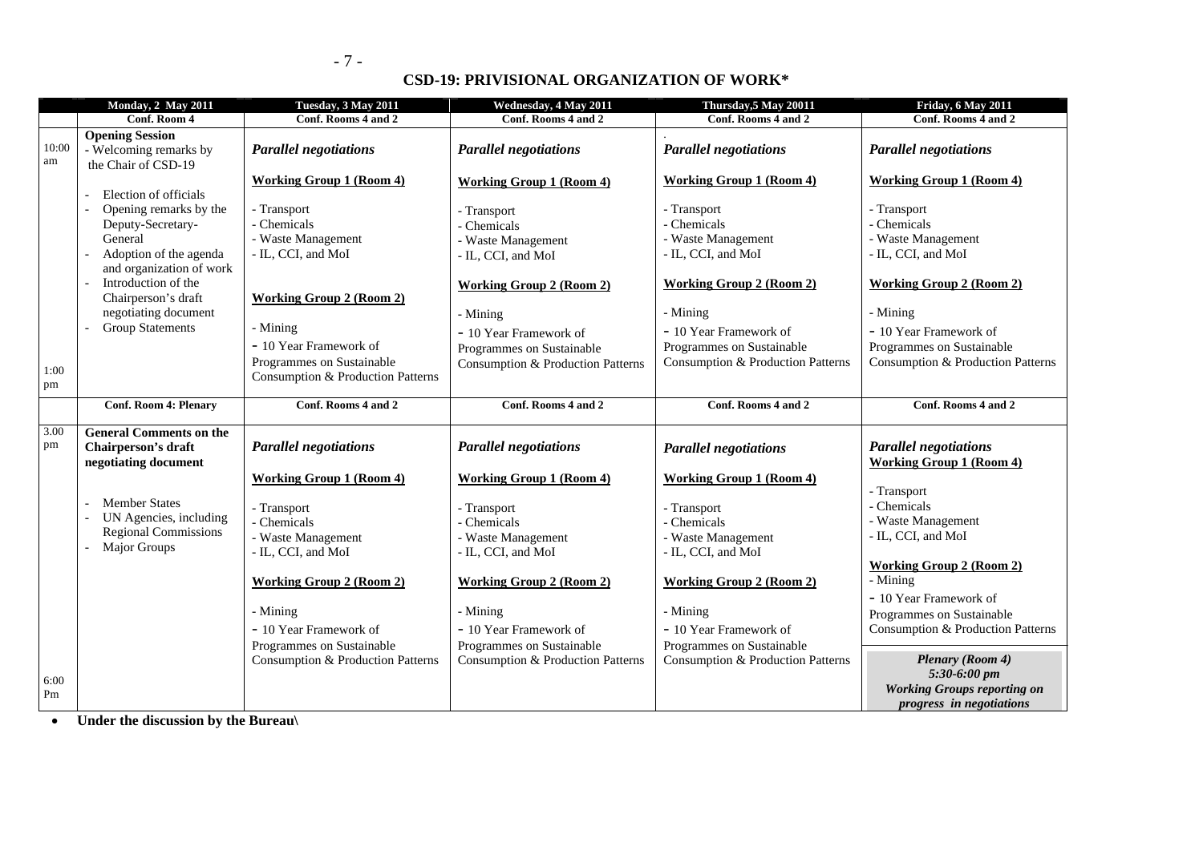## CSD-19: PRIVISIONAL ORGANIZATION OF WORK*

| | Monday, 2 May 2011 | Tuesday, 3 May 2011 | Wednesday, 4 May 2011 | Thursday,5 May 20011 | Friday, 6 May 2011 |
|---|---|---|---|---|---|
| | Conf. Room 4 | Conf. Rooms 4 and 2 | Conf. Rooms 4 and 2 | Conf. Rooms 4 and 2 | Conf. Rooms 4 and 2 |
| 10:00 am – 1:00 pm | **Opening Session**<br>- Welcoming remarks by the Chair of CSD-19<br>- Election of officials<br>- Opening remarks by the Deputy-Secretary-General<br>- Adoption of the agenda and organization of work<br>- Introduction of the Chairperson's draft negotiating document<br>- Group Statements | *Parallel negotiations*<br><br>**Working Group 1 (Room 4)**<br>- Transport<br>- Chemicals<br>- Waste Management<br>- IL, CCI, and MoI<br><br>**Working Group 2 (Room 2)**<br>- Mining<br>- 10 Year Framework of Programmes on Sustainable Consumption & Production Patterns | *Parallel negotiations*<br><br>**Working Group 1 (Room 4)**<br>- Transport<br>- Chemicals<br>- Waste Management<br>- IL, CCI, and MoI<br><br>**Working Group 2 (Room 2)**<br>- Mining<br>- 10 Year Framework of Programmes on Sustainable Consumption & Production Patterns | *Parallel negotiations*<br><br>**Working Group 1 (Room 4)**<br>- Transport<br>- Chemicals<br>- Waste Management<br>- IL, CCI, and MoI<br><br>**Working Group 2 (Room 2)**<br>- Mining<br>- 10 Year Framework of Programmes on Sustainable Consumption & Production Patterns | *Parallel negotiations*<br><br>**Working Group 1 (Room 4)**<br>- Transport<br>- Chemicals<br>- Waste Management<br>- IL, CCI, and MoI<br><br>**Working Group 2 (Room 2)**<br>- Mining<br>- 10 Year Framework of Programmes on Sustainable Consumption & Production Patterns |
| | Conf. Room 4: Plenary | Conf. Rooms 4 and 2 | Conf. Rooms 4 and 2 | Conf. Rooms 4 and 2 | Conf. Rooms 4 and 2 |
| 3.00 pm – 6:00 Pm | **General Comments on the Chairperson's draft negotiating document**<br>- Member States<br>- UN Agencies, including Regional Commissions<br>- Major Groups | *Parallel negotiations*<br><br>**Working Group 1 (Room 4)**<br>- Transport<br>- Chemicals<br>- Waste Management<br>- IL, CCI, and MoI<br><br>**Working Group 2 (Room 2)**<br>- Mining<br>- 10 Year Framework of Programmes on Sustainable Consumption & Production Patterns | *Parallel negotiations*<br><br>**Working Group 1 (Room 4)**<br>- Transport<br>- Chemicals<br>- Waste Management<br>- IL, CCI, and MoI<br><br>**Working Group 2 (Room 2)**<br>- Mining<br>- 10 Year Framework of Programmes on Sustainable Consumption & Production Patterns | *Parallel negotiations*<br><br>**Working Group 1 (Room 4)**<br>- Transport<br>- Chemicals<br>- Waste Management<br>- IL, CCI, and MoI<br><br>**Working Group 2 (Room 2)**<br>- Mining<br>- 10 Year Framework of Programmes on Sustainable Consumption & Production Patterns | *Parallel negotiations*<br>**Working Group 1 (Room 4)**<br>- Transport<br>- Chemicals<br>- Waste Management<br>- IL, CCI, and MoI<br><br>**Working Group 2 (Room 2)**<br>- Mining<br>- 10 Year Framework of Programmes on Sustainable Consumption & Production Patterns<br><br>***Plenary (Room 4)***<br>***5:30-6:00 pm***<br>***Working Groups reporting on progress in negotiations*** |

- **Under the discussion by the Bureau\**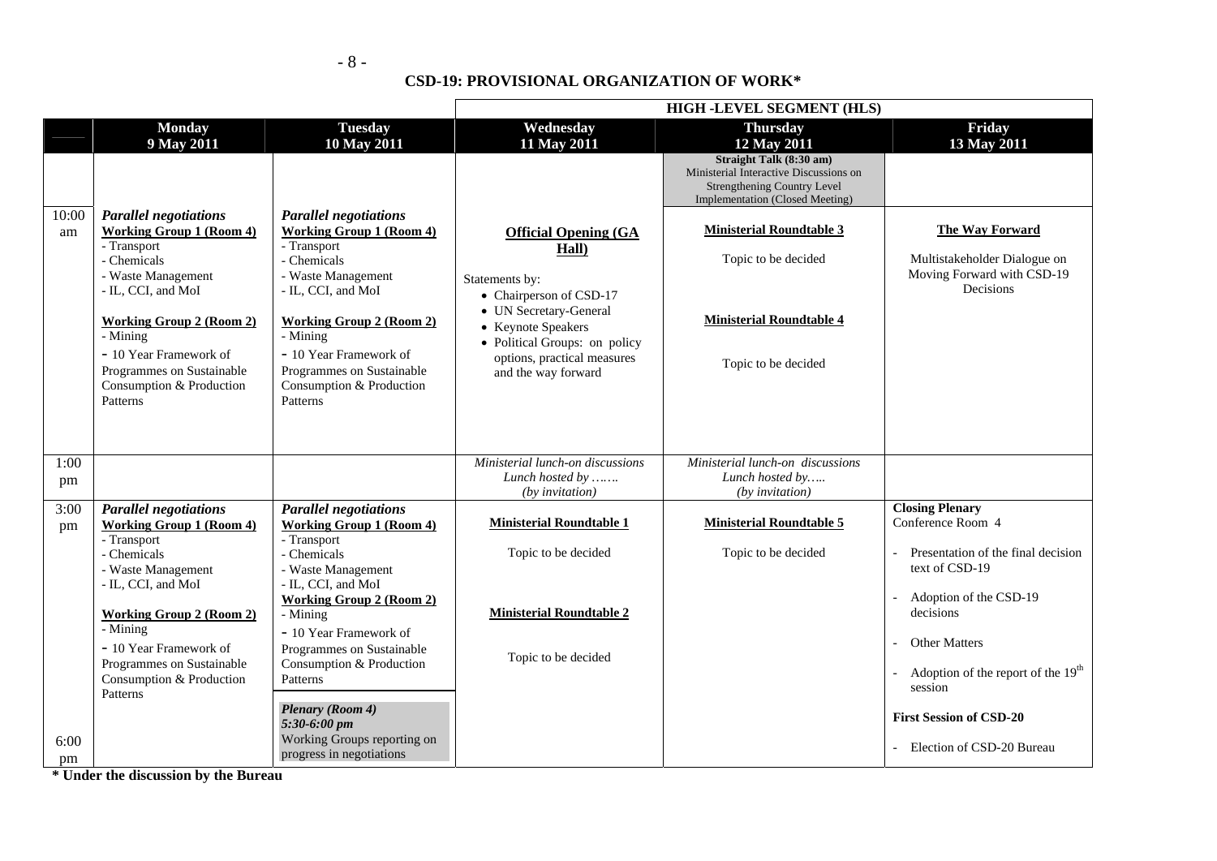# CSD-19: PROVISIONAL ORGANIZATION OF WORK*

| | Monday 9 May 2011 | Tuesday 10 May 2011 | HIGH -LEVEL SEGMENT (HLS) Wednesday 11 May 2011 | Thursday 12 May 2011 | Friday 13 May 2011 |
|---|---|---|---|---|---|
| | | | | **Straight Talk (8:30 am)** Ministerial Interactive Discussions on Strengthening Country Level Implementation (Closed Meeting) | |
| 10:00 am | ***Parallel negotiations*** **Working Group 1 (Room 4)** - Transport - Chemicals - Waste Management - IL, CCI, and MoI **Working Group 2 (Room 2)** - Mining - 10 Year Framework of Programmes on Sustainable Consumption & Production Patterns | ***Parallel negotiations*** **Working Group 1 (Room 4)** - Transport - Chemicals - Waste Management - IL, CCI, and MoI **Working Group 2 (Room 2)** - Mining - 10 Year Framework of Programmes on Sustainable Consumption & Production Patterns | **Official Opening (GA Hall)** Statements by: • Chairperson of CSD-17 • UN Secretary-General • Keynote Speakers • Political Groups: on policy options, practical measures and the way forward | **Ministerial Roundtable 3** Topic to be decided **Ministerial Roundtable 4** Topic to be decided | **The Way Forward** Multistakeholder Dialogue on Moving Forward with CSD-19 Decisions |
| 1:00 pm | | | *Ministerial lunch-on discussions Lunch hosted by ……. (by invitation)* | *Ministerial lunch-on discussions Lunch hosted by….. (by invitation)* | |
| 3:00 pm | ***Parallel negotiations*** **Working Group 1 (Room 4)** - Transport - Chemicals - Waste Management - IL, CCI, and MoI **Working Group 2 (Room 2)** - Mining - 10 Year Framework of Programmes on Sustainable Consumption & Production Patterns | ***Parallel negotiations*** **Working Group 1 (Room 4)** - Transport - Chemicals - Waste Management - IL, CCI, and MoI **Working Group 2 (Room 2)** - Mining - 10 Year Framework of Programmes on Sustainable Consumption & Production Patterns ***Plenary (Room 4) 5:30-6:00 pm*** Working Groups reporting on progress in negotiations | **Ministerial Roundtable 1** Topic to be decided **Ministerial Roundtable 2** Topic to be decided | **Ministerial Roundtable 5** Topic to be decided | **Closing Plenary** Conference Room 4 - Presentation of the final decision text of CSD-19 - Adoption of the CSD-19 decisions - Other Matters - Adoption of the report of the 19th session **First Session of CSD-20** - Election of CSD-20 Bureau |
| 6:00 pm | | | | | |

**\* Under the discussion by the Bureau**